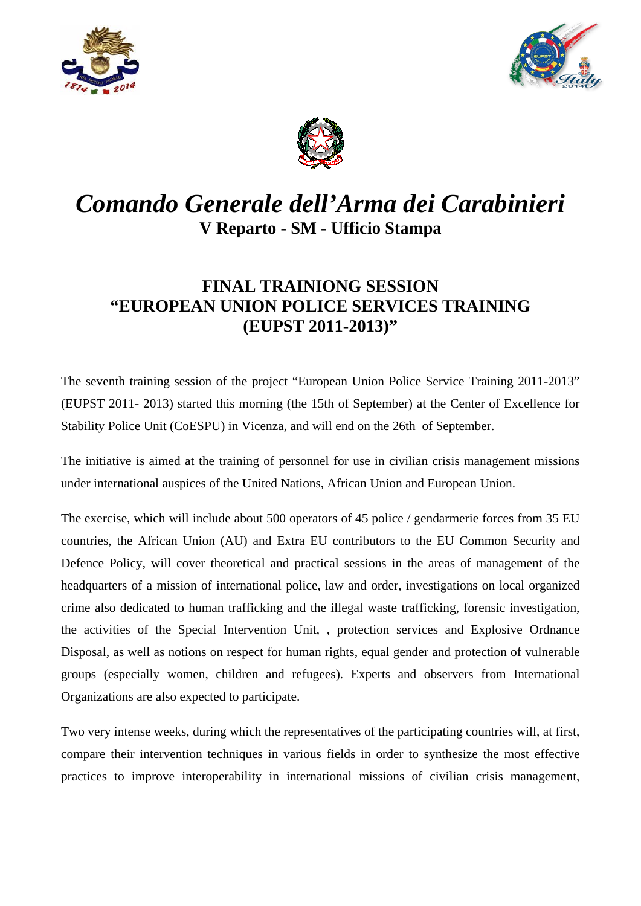# *Comando Generale dell'Arma dei Carabinieri*

## V Reparto - SM - Ufficio Stampa

## FINAL TRAINIONG SESSION "EUROPEAN UNION POLICE SERVICES TRAINING (EUPST 2011-2013)"

The seventh training session of the project "European Union Police Service Training 2011-2013" (EUPST 2011- 2013) started this morning (the 15th of September) at the Center of Excellence for Stability Police Unit (CoESPU) in Vicenza, and will end on the 26th of September.

The initiative is aimed at the training of personnel for use in civilian crisis management missions under international auspices of the United Nations, African Union and European Union.

The exercise, which will include about 500 operators of 45 police / gendarmerie forces from 35 EU countries, the African Union (AU) and Extra EU contributors to the EU Common Security and Defence Policy, will cover theoretical and practical sessions in the areas of management of the headquarters of a mission of international police, law and order, investigations on local organized crime also dedicated to human trafficking and the illegal waste trafficking, forensic investigation, the activities of the Special Intervention Unit, , protection services and Explosive Ordnance Disposal, as well as notions on respect for human rights, equal gender and protection of vulnerable groups (especially women, children and refugees). Experts and observers from International Organizations are also expected to participate.

Two very intense weeks, during which the representatives of the participating countries will, at first, compare their intervention techniques in various fields in order to synthesize the most effective practices to improve interoperability in international missions of civilian crisis management,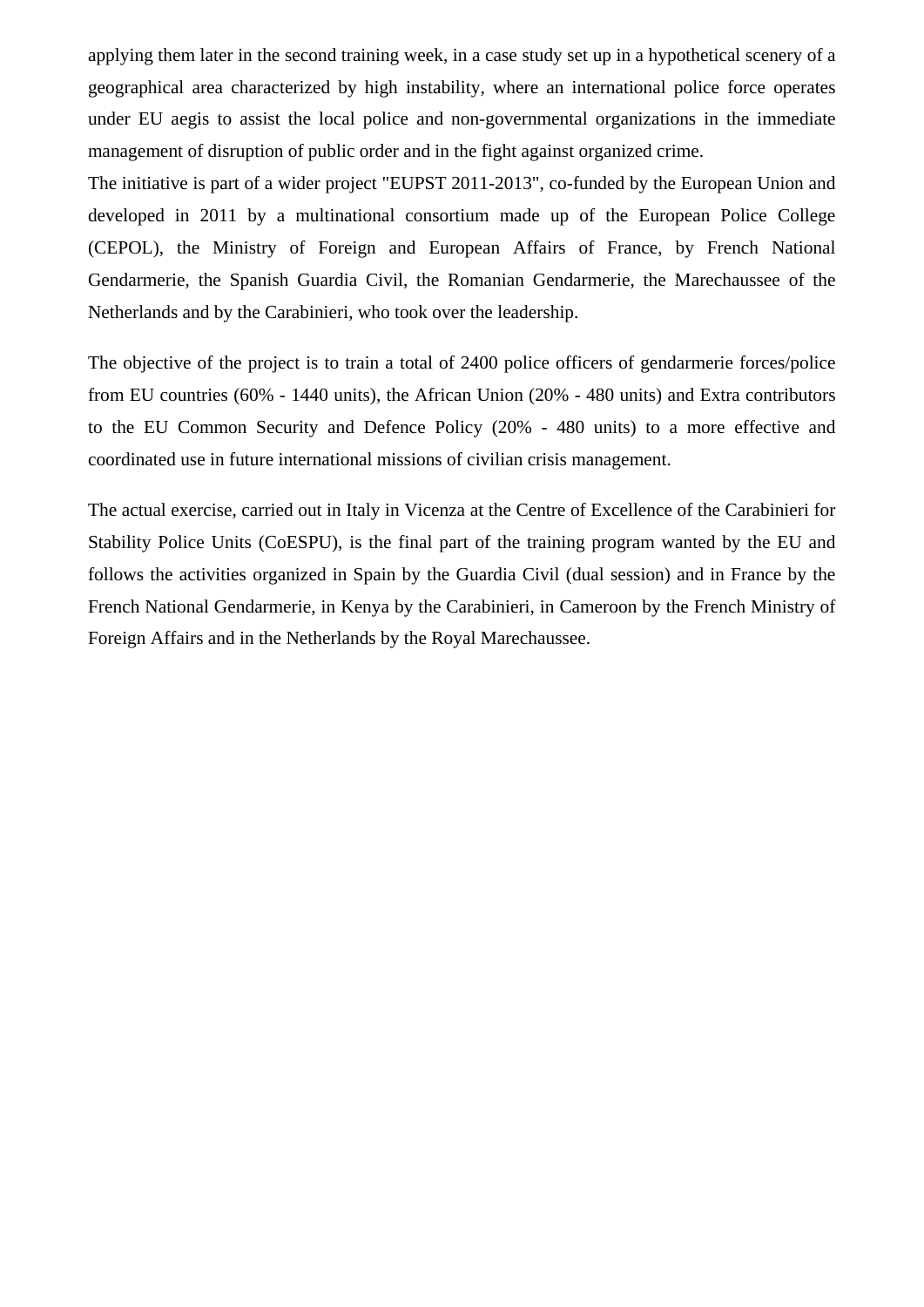applying them later in the second training week, in a case study set up in a hypothetical scenery of a geographical area characterized by high instability, where an international police force operates under EU aegis to assist the local police and non-governmental organizations in the immediate management of disruption of public order and in the fight against organized crime.
The initiative is part of a wider project "EUPST 2011-2013", co-funded by the European Union and developed in 2011 by a multinational consortium made up of the European Police College (CEPOL), the Ministry of Foreign and European Affairs of France, by French National Gendarmerie, the Spanish Guardia Civil, the Romanian Gendarmerie, the Marechaussee of the Netherlands and by the Carabinieri, who took over the leadership.

The objective of the project is to train a total of 2400 police officers of gendarmerie forces/police from EU countries (60% - 1440 units), the African Union (20% - 480 units) and Extra contributors to the EU Common Security and Defence Policy (20% - 480 units) to a more effective and coordinated use in future international missions of civilian crisis management.

The actual exercise, carried out in Italy in Vicenza at the Centre of Excellence of the Carabinieri for Stability Police Units (CoESPU), is the final part of the training program wanted by the EU and follows the activities organized in Spain by the Guardia Civil (dual session) and in France by the French National Gendarmerie, in Kenya by the Carabinieri, in Cameroon by the French Ministry of Foreign Affairs and in the Netherlands by the Royal Marechaussee.